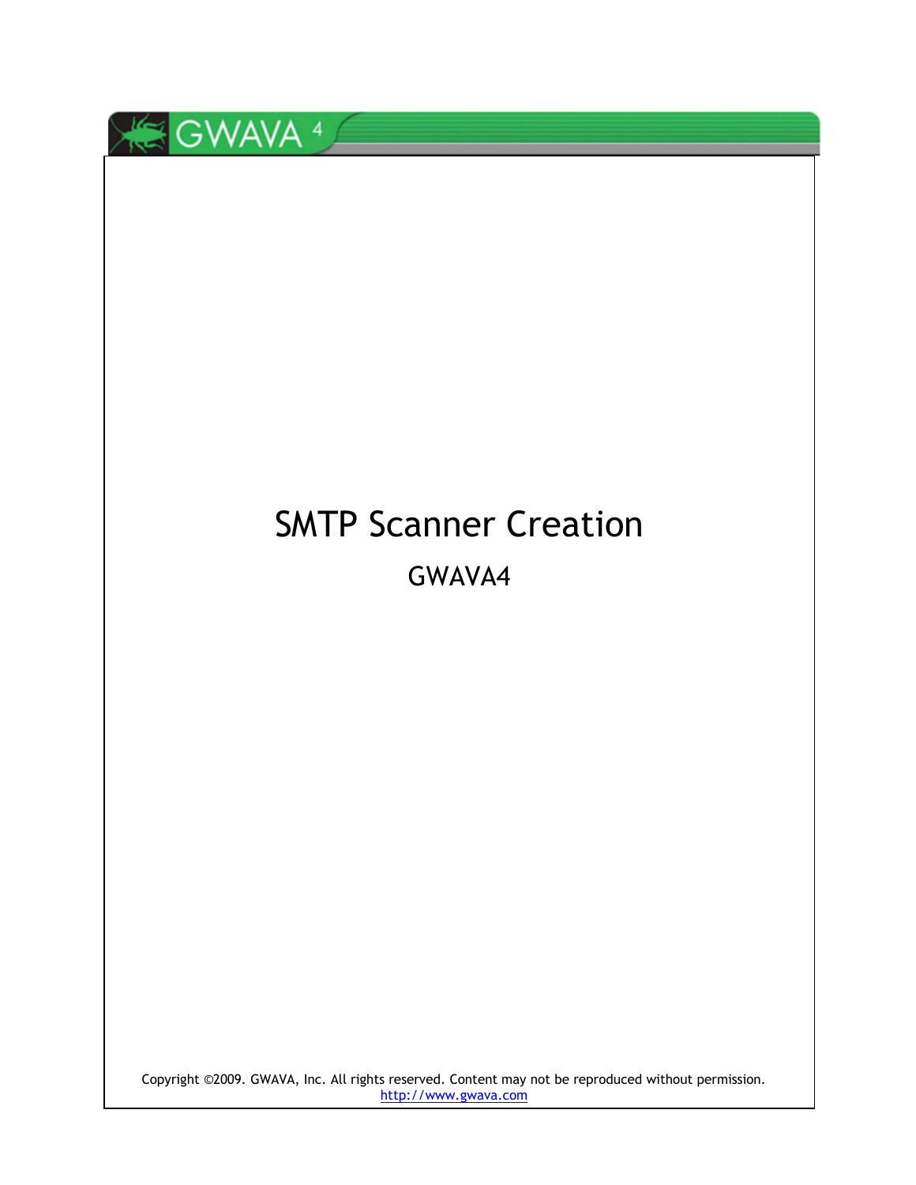# SMTP Scanner Creation

## GWAVA4

Copyright ©2009. GWAVA, Inc. All rights reserved. Content may not be reproduced without permission.
http://www.gwava.com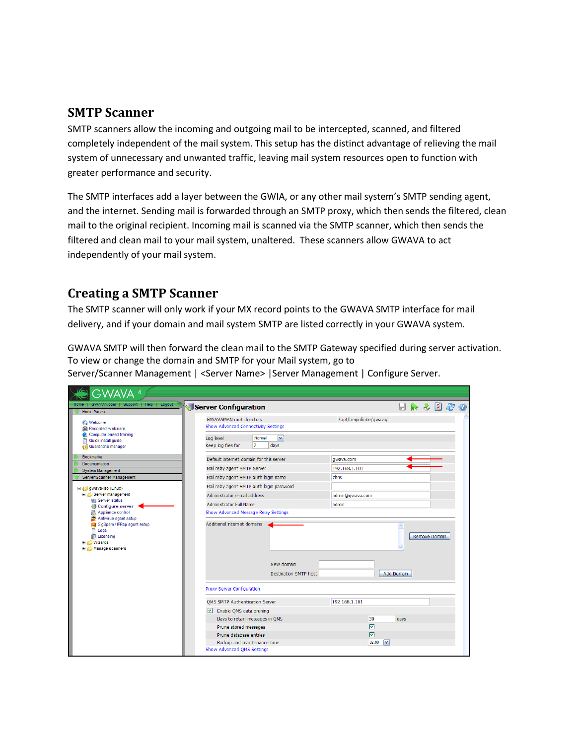## SMTP Scanner

SMTP scanners allow the incoming and outgoing mail to be intercepted, scanned, and filtered completely independent of the mail system. This setup has the distinct advantage of relieving the mail system of unnecessary and unwanted traffic, leaving mail system resources open to function with greater performance and security.

The SMTP interfaces add a layer between the GWIA, or any other mail system's SMTP sending agent, and the internet. Sending mail is forwarded through an SMTP proxy, which then sends the filtered, clean mail to the original recipient. Incoming mail is scanned via the SMTP scanner, which then sends the filtered and clean mail to your mail system, unaltered. These scanners allow GWAVA to act independently of your mail system.

## Creating a SMTP Scanner

The SMTP scanner will only work if your MX record points to the GWAVA SMTP interface for mail delivery, and if your domain and mail system SMTP are listed correctly in your GWAVA system.

GWAVA SMTP will then forward the clean mail to the SMTP Gateway specified during server activation. To view or change the domain and SMTP for your Mail system, go to Server/Scanner Management | <Server Name> |Server Management | Configure Server.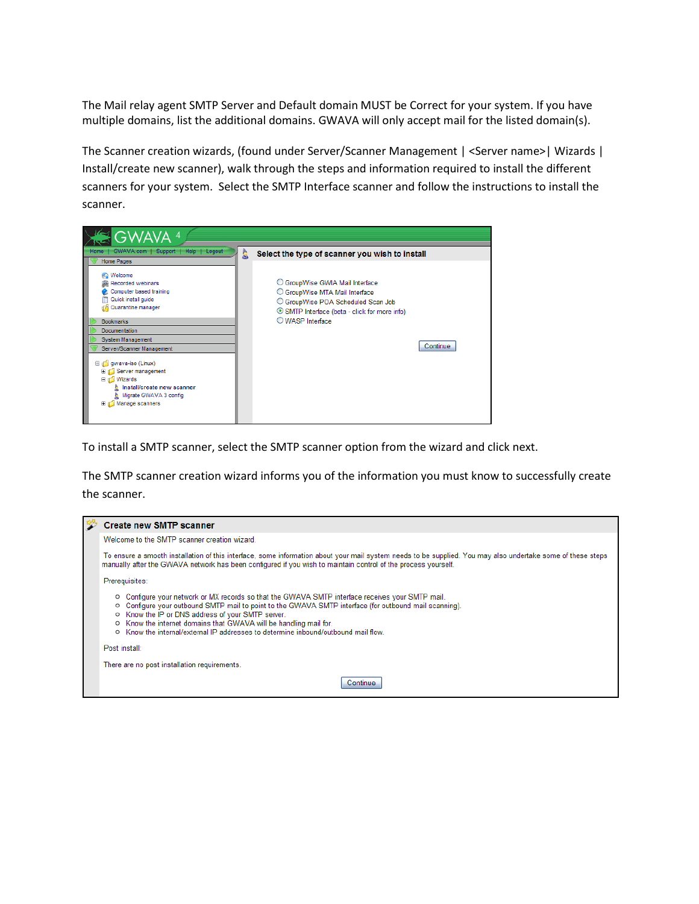The Mail relay agent SMTP Server and Default domain MUST be Correct for your system. If you have multiple domains, list the additional domains. GWAVA will only accept mail for the listed domain(s).

The Scanner creation wizards, (found under Server/Scanner Management | <Server name>| Wizards | Install/create new scanner), walk through the steps and information required to install the different scanners for your system. Select the SMTP Interface scanner and follow the instructions to install the scanner.

To install a SMTP scanner, select the SMTP scanner option from the wizard and click next.

The SMTP scanner creation wizard informs you of the information you must know to successfully create the scanner.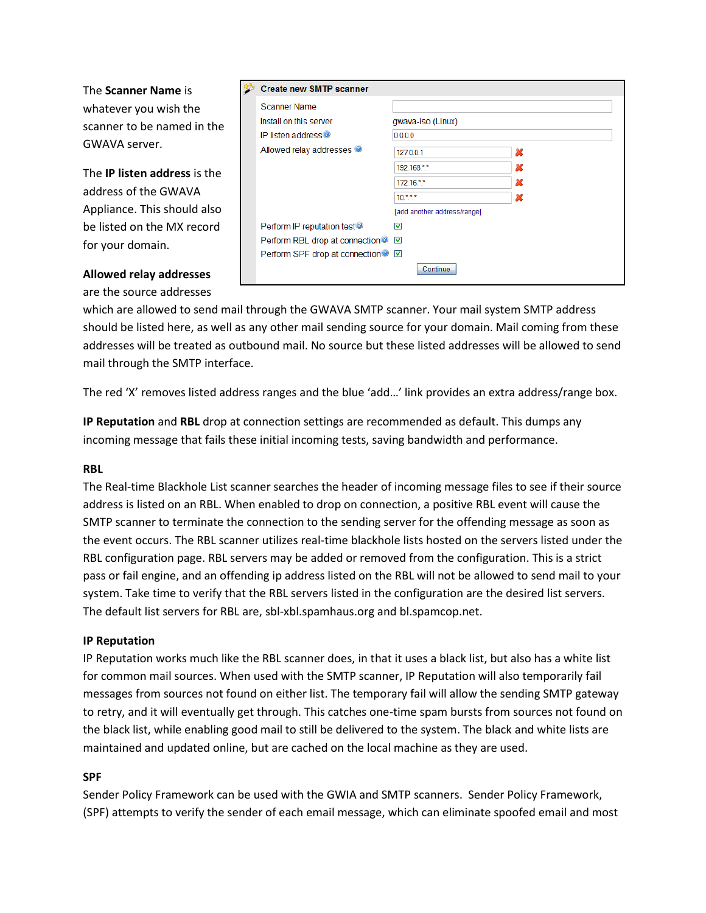The **Scanner Name** is whatever you wish the scanner to be named in the GWAVA server.

The **IP listen address** is the address of the GWAVA Appliance. This should also be listed on the MX record for your domain.

**Allowed relay addresses** are the source addresses which are allowed to send mail through the GWAVA SMTP scanner. Your mail system SMTP address should be listed here, as well as any other mail sending source for your domain. Mail coming from these addresses will be treated as outbound mail. No source but these listed addresses will be allowed to send mail through the SMTP interface.

The red 'X' removes listed address ranges and the blue 'add…' link provides an extra address/range box.

**IP Reputation** and **RBL** drop at connection settings are recommended as default. This dumps any incoming message that fails these initial incoming tests, saving bandwidth and performance.

**RBL**

The Real-time Blackhole List scanner searches the header of incoming message files to see if their source address is listed on an RBL. When enabled to drop on connection, a positive RBL event will cause the SMTP scanner to terminate the connection to the sending server for the offending message as soon as the event occurs. The RBL scanner utilizes real-time blackhole lists hosted on the servers listed under the RBL configuration page. RBL servers may be added or removed from the configuration. This is a strict pass or fail engine, and an offending ip address listed on the RBL will not be allowed to send mail to your system. Take time to verify that the RBL servers listed in the configuration are the desired list servers. The default list servers for RBL are, sbl-xbl.spamhaus.org and bl.spamcop.net.

**IP Reputation**

IP Reputation works much like the RBL scanner does, in that it uses a black list, but also has a white list for common mail sources. When used with the SMTP scanner, IP Reputation will also temporarily fail messages from sources not found on either list. The temporary fail will allow the sending SMTP gateway to retry, and it will eventually get through. This catches one-time spam bursts from sources not found on the black list, while enabling good mail to still be delivered to the system. The black and white lists are maintained and updated online, but are cached on the local machine as they are used.

**SPF**

Sender Policy Framework can be used with the GWIA and SMTP scanners. Sender Policy Framework, (SPF) attempts to verify the sender of each email message, which can eliminate spoofed email and most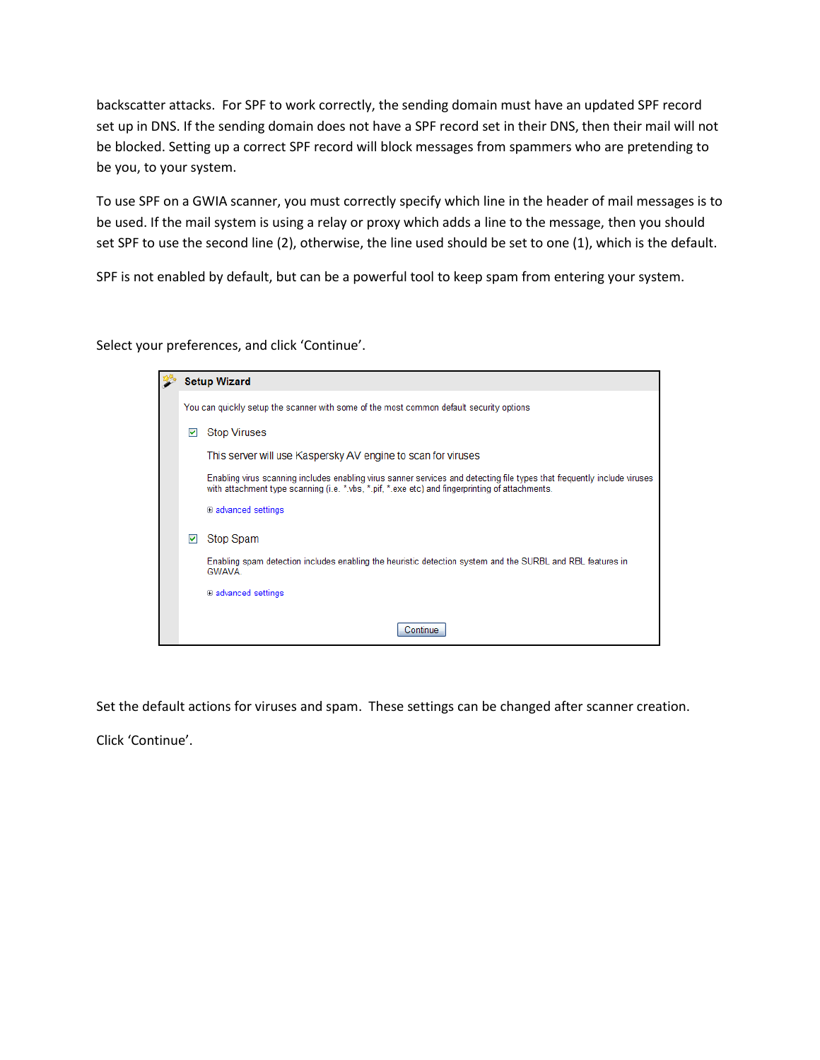backscatter attacks. For SPF to work correctly, the sending domain must have an updated SPF record set up in DNS. If the sending domain does not have a SPF record set in their DNS, then their mail will not be blocked. Setting up a correct SPF record will block messages from spammers who are pretending to be you, to your system.

To use SPF on a GWIA scanner, you must correctly specify which line in the header of mail messages is to be used. If the mail system is using a relay or proxy which adds a line to the message, then you should set SPF to use the second line (2), otherwise, the line used should be set to one (1), which is the default.

SPF is not enabled by default, but can be a powerful tool to keep spam from entering your system.

Select your preferences, and click 'Continue'.

**Setup Wizard**

You can quickly setup the scanner with some of the most common default security options

☑ Stop Viruses

This server will use Kaspersky AV engine to scan for viruses

Enabling virus scanning includes enabling virus sanner services and detecting file types that frequently include viruses with attachment type scanning (i.e. *.vbs, *.pif, *.exe etc) and fingerprinting of attachments.

⊞ advanced settings

☑ Stop Spam

Enabling spam detection includes enabling the heuristic detection system and the SURBL and RBL features in GWAVA.

⊞ advanced settings

Continue

Set the default actions for viruses and spam. These settings can be changed after scanner creation.

Click 'Continue'.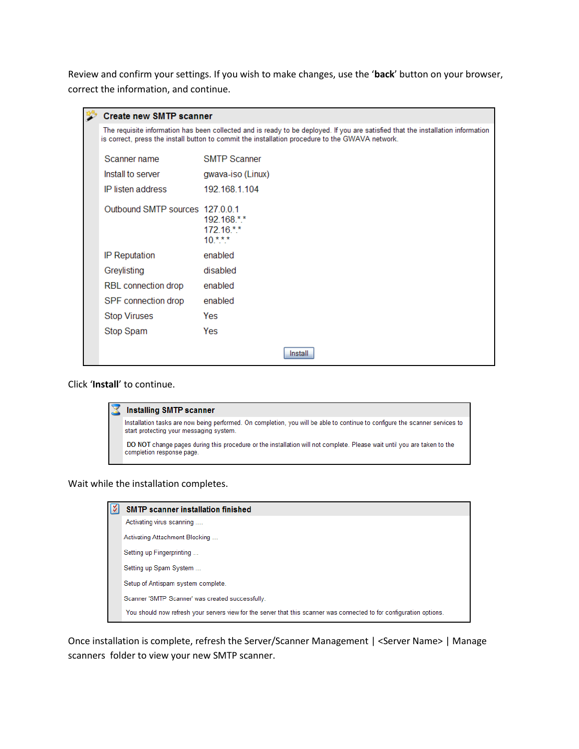Review and confirm your settings. If you wish to make changes, use the ‘**back**’ button on your browser, correct the information, and continue.

**Create new SMTP scanner**

The requisite information has been collected and is ready to be deployed. If you are satisfied that the installation information is correct, press the install button to commit the installation procedure to the GWAVA network.

| | |
|---|---|
| Scanner name | SMTP Scanner |
| Install to server | gwava-iso (Linux) |
| IP listen address | 192.168.1.104 |
| Outbound SMTP sources | 127.0.0.1<br>192.168.*.*<br>172.16.*.*<br>10.*.*.* |
| IP Reputation | enabled |
| Greylisting | disabled |
| RBL connection drop | enabled |
| SPF connection drop | enabled |
| Stop Viruses | Yes |
| Stop Spam | Yes |

[Install]

Click ‘**Install**’ to continue.

**Installing SMTP scanner**

Installation tasks are now being performed. On completion, you will be able to continue to configure the scanner services to start protecting your messaging system.

DO NOT change pages during this procedure or the installation will not complete. Please wait until you are taken to the completion response page.

Wait while the installation completes.

**SMTP scanner installation finished**

Activating virus scanning ....

Activating Attachment Blocking ...

Setting up Fingerprinting ...

Setting up Spam System ...

Setup of Antispam system complete.

Scanner 'SMTP Scanner' was created successfully.

You should now refresh your servers view for the server that this scanner was connected to for configuration options.

Once installation is complete, refresh the Server/Scanner Management | <Server Name> | Manage scanners folder to view your new SMTP scanner.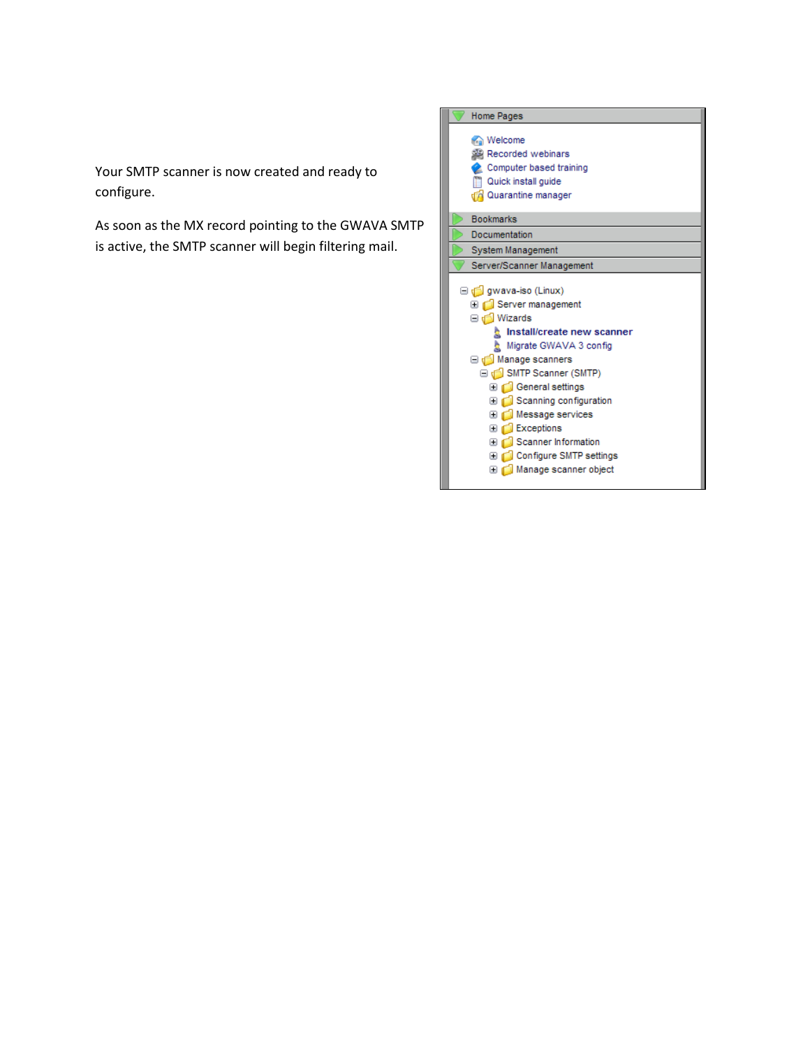Your SMTP scanner is now created and ready to configure.

As soon as the MX record pointing to the GWAVA SMTP is active, the SMTP scanner will begin filtering mail.